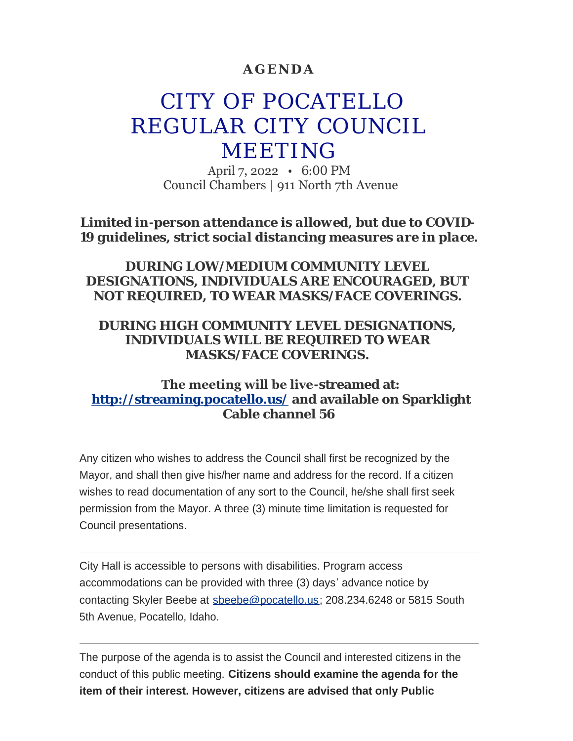**AGENDA**

# CITY OF POCATELLO REGULAR CITY COUNCIL MEETING

April 7, 2022 • 6:00 PM
Council Chambers | 911 North 7th Avenue

***Limited in-person attendance is allowed, but due to COVID-19 guidelines, strict social distancing measures are in place.***

***DURING LOW/MEDIUM COMMUNITY LEVEL DESIGNATIONS, INDIVIDUALS ARE ENCOURAGED, BUT NOT REQUIRED, TO WEAR MASKS/FACE COVERINGS.***

***DURING HIGH COMMUNITY LEVEL DESIGNATIONS, INDIVIDUALS WILL BE REQUIRED TO WEAR MASKS/FACE COVERINGS.***

**The meeting will be live-streamed at: [http://streaming.pocatello.us/](http://streaming.pocatello.us/) and available on Sparklight Cable channel 56**

Any citizen who wishes to address the Council shall first be recognized by the Mayor, and shall then give his/her name and address for the record. If a citizen wishes to read documentation of any sort to the Council, he/she shall first seek permission from the Mayor. A three (3) minute time limitation is requested for Council presentations.

---

City Hall is accessible to persons with disabilities. Program access accommodations can be provided with three (3) days' advance notice by contacting Skyler Beebe at [sbeebe@pocatello.us](mailto:sbeebe@pocatello.us); 208.234.6248 or 5815 South 5th Avenue, Pocatello, Idaho.

---

The purpose of the agenda is to assist the Council and interested citizens in the conduct of this public meeting. **Citizens should examine the agenda for the item of their interest. However, citizens are advised that only Public**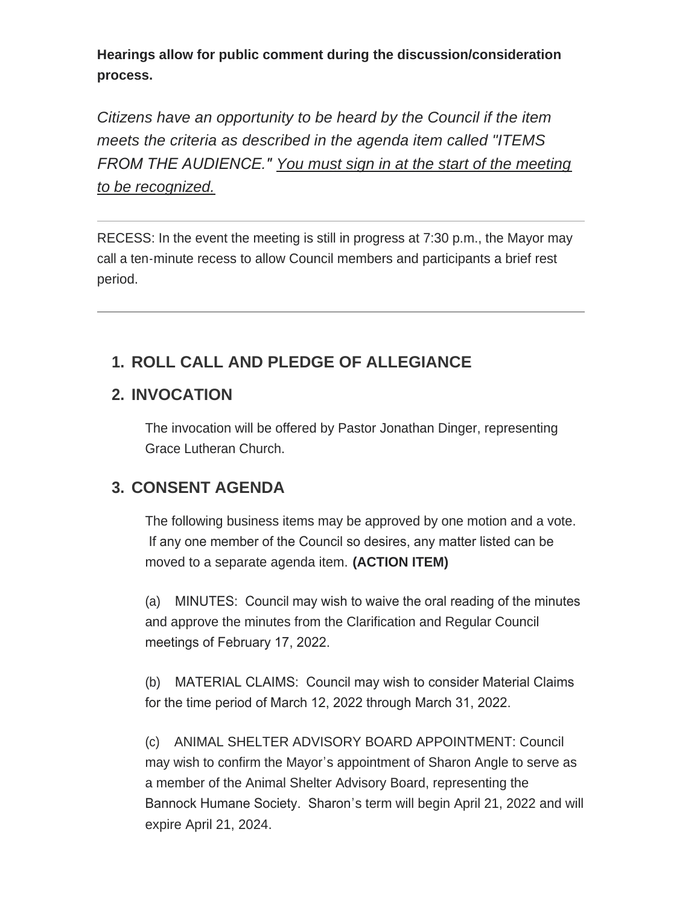**Hearings allow for public comment during the discussion/consideration process.**

*Citizens have an opportunity to be heard by the Council if the item meets the criteria as described in the agenda item called "ITEMS FROM THE AUDIENCE." <u>You must sign in at the start of the meeting to be recognized.</u>*

---

RECESS: In the event the meeting is still in progress at 7:30 p.m., the Mayor may call a ten-minute recess to allow Council members and participants a brief rest period.

---

## 1. ROLL CALL AND PLEDGE OF ALLEGIANCE

## 2. INVOCATION

The invocation will be offered by Pastor Jonathan Dinger, representing Grace Lutheran Church.

## 3. CONSENT AGENDA

The following business items may be approved by one motion and a vote. If any one member of the Council so desires, any matter listed can be moved to a separate agenda item. **(ACTION ITEM)**

(a) MINUTES: Council may wish to waive the oral reading of the minutes and approve the minutes from the Clarification and Regular Council meetings of February 17, 2022.

(b) MATERIAL CLAIMS: Council may wish to consider Material Claims for the time period of March 12, 2022 through March 31, 2022.

(c) ANIMAL SHELTER ADVISORY BOARD APPOINTMENT: Council may wish to confirm the Mayor's appointment of Sharon Angle to serve as a member of the Animal Shelter Advisory Board, representing the Bannock Humane Society. Sharon's term will begin April 21, 2022 and will expire April 21, 2024.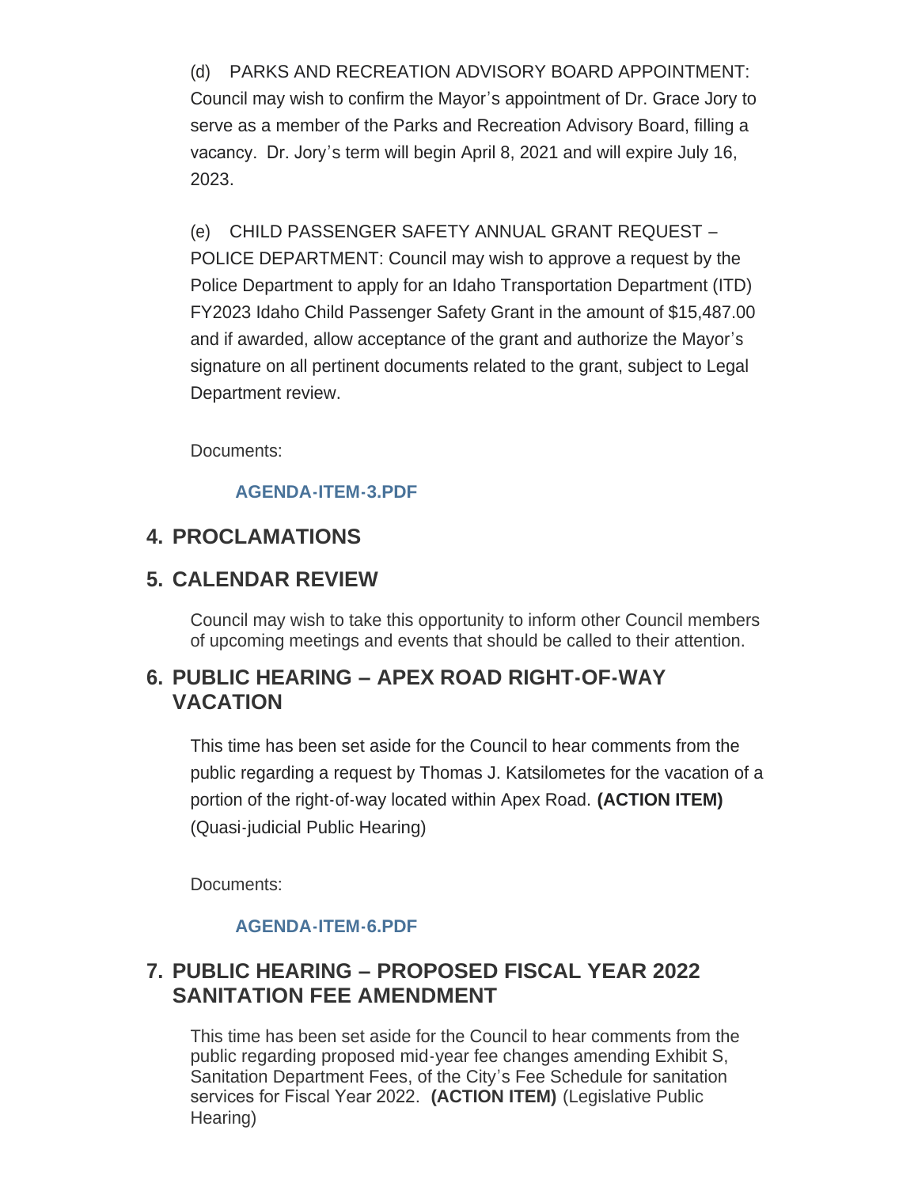(d) PARKS AND RECREATION ADVISORY BOARD APPOINTMENT: Council may wish to confirm the Mayor's appointment of Dr. Grace Jory to serve as a member of the Parks and Recreation Advisory Board, filling a vacancy. Dr. Jory's term will begin April 8, 2021 and will expire July 16, 2023.

(e) CHILD PASSENGER SAFETY ANNUAL GRANT REQUEST – POLICE DEPARTMENT: Council may wish to approve a request by the Police Department to apply for an Idaho Transportation Department (ITD) FY2023 Idaho Child Passenger Safety Grant in the amount of $15,487.00 and if awarded, allow acceptance of the grant and authorize the Mayor's signature on all pertinent documents related to the grant, subject to Legal Department review.

Documents:

**AGENDA-ITEM-3.PDF**

## 4. PROCLAMATIONS

## 5. CALENDAR REVIEW

Council may wish to take this opportunity to inform other Council members of upcoming meetings and events that should be called to their attention.

## 6. PUBLIC HEARING – APEX ROAD RIGHT-OF-WAY VACATION

This time has been set aside for the Council to hear comments from the public regarding a request by Thomas J. Katsilometes for the vacation of a portion of the right-of-way located within Apex Road. **(ACTION ITEM)** (Quasi-judicial Public Hearing)

Documents:

**AGENDA-ITEM-6.PDF**

## 7. PUBLIC HEARING – PROPOSED FISCAL YEAR 2022 SANITATION FEE AMENDMENT

This time has been set aside for the Council to hear comments from the public regarding proposed mid-year fee changes amending Exhibit S, Sanitation Department Fees, of the City's Fee Schedule for sanitation services for Fiscal Year 2022. **(ACTION ITEM)** (Legislative Public Hearing)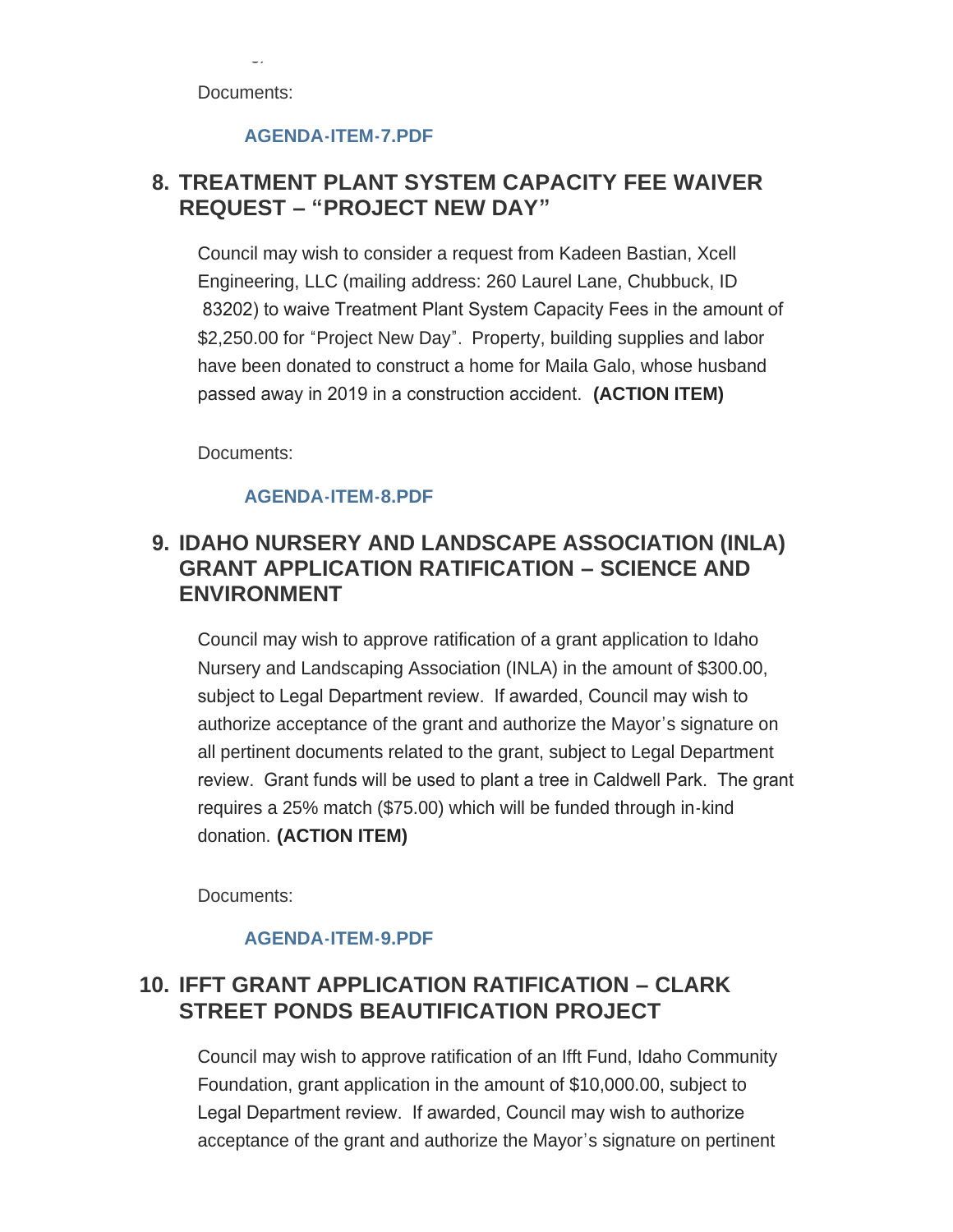Documents:

**AGENDA-ITEM-7.PDF**

## 8. TREATMENT PLANT SYSTEM CAPACITY FEE WAIVER REQUEST – "PROJECT NEW DAY"

Council may wish to consider a request from Kadeen Bastian, Xcell Engineering, LLC (mailing address: 260 Laurel Lane, Chubbuck, ID 83202) to waive Treatment Plant System Capacity Fees in the amount of $2,250.00 for "Project New Day". Property, building supplies and labor have been donated to construct a home for Maila Galo, whose husband passed away in 2019 in a construction accident. **(ACTION ITEM)**

Documents:

**AGENDA-ITEM-8.PDF**

## 9. IDAHO NURSERY AND LANDSCAPE ASSOCIATION (INLA) GRANT APPLICATION RATIFICATION – SCIENCE AND ENVIRONMENT

Council may wish to approve ratification of a grant application to Idaho Nursery and Landscaping Association (INLA) in the amount of $300.00, subject to Legal Department review. If awarded, Council may wish to authorize acceptance of the grant and authorize the Mayor's signature on all pertinent documents related to the grant, subject to Legal Department review. Grant funds will be used to plant a tree in Caldwell Park. The grant requires a 25% match ($75.00) which will be funded through in-kind donation. **(ACTION ITEM)**

Documents:

**AGENDA-ITEM-9.PDF**

## 10. IFFT GRANT APPLICATION RATIFICATION – CLARK STREET PONDS BEAUTIFICATION PROJECT

Council may wish to approve ratification of an Ifft Fund, Idaho Community Foundation, grant application in the amount of $10,000.00, subject to Legal Department review. If awarded, Council may wish to authorize acceptance of the grant and authorize the Mayor's signature on pertinent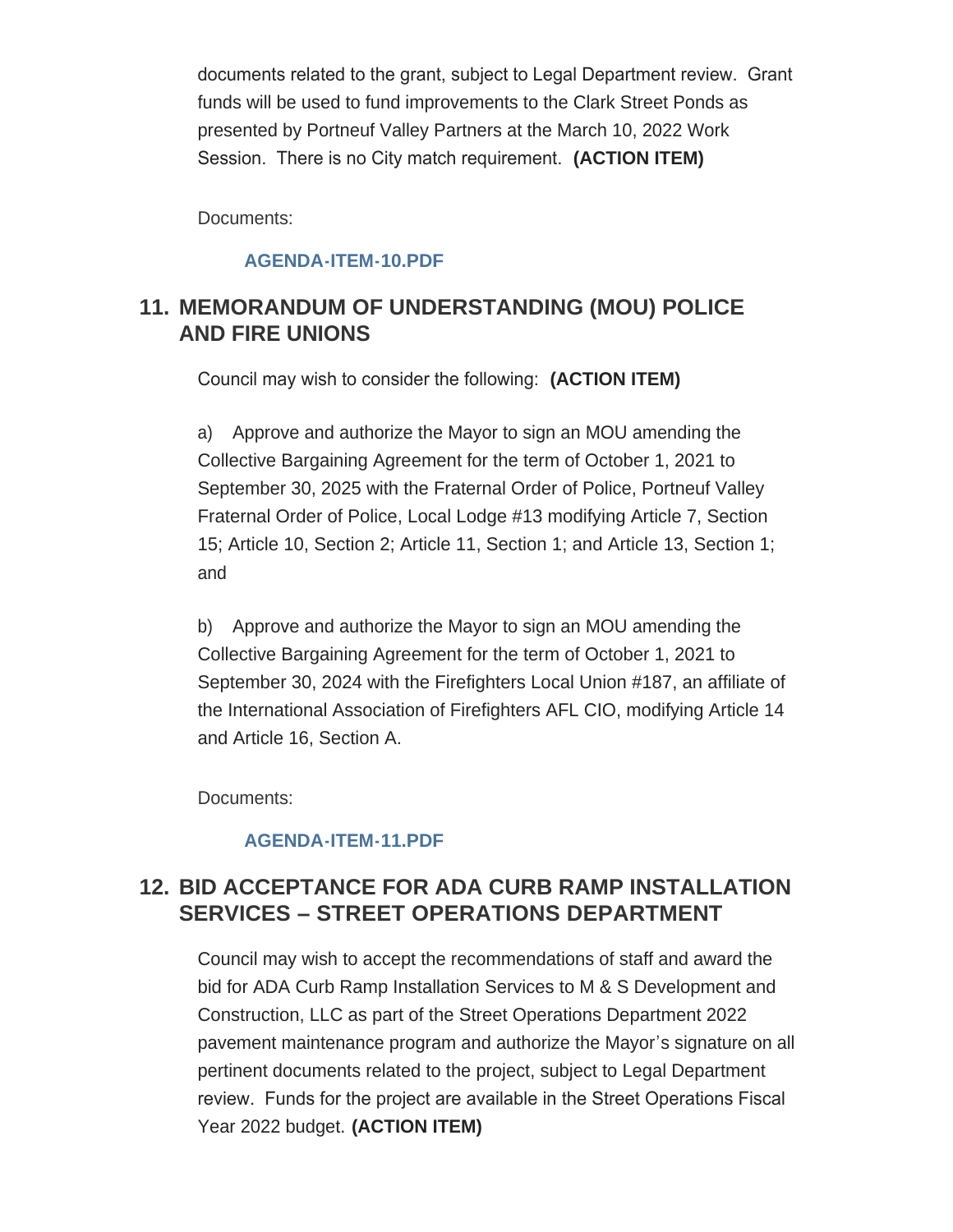documents related to the grant, subject to Legal Department review. Grant funds will be used to fund improvements to the Clark Street Ponds as presented by Portneuf Valley Partners at the March 10, 2022 Work Session. There is no City match requirement. **(ACTION ITEM)**

Documents:

AGENDA-ITEM-10.PDF

## 11. MEMORANDUM OF UNDERSTANDING (MOU) POLICE AND FIRE UNIONS

Council may wish to consider the following: **(ACTION ITEM)**

a) Approve and authorize the Mayor to sign an MOU amending the Collective Bargaining Agreement for the term of October 1, 2021 to September 30, 2025 with the Fraternal Order of Police, Portneuf Valley Fraternal Order of Police, Local Lodge #13 modifying Article 7, Section 15; Article 10, Section 2; Article 11, Section 1; and Article 13, Section 1; and

b) Approve and authorize the Mayor to sign an MOU amending the Collective Bargaining Agreement for the term of October 1, 2021 to September 30, 2024 with the Firefighters Local Union #187, an affiliate of the International Association of Firefighters AFL CIO, modifying Article 14 and Article 16, Section A.

Documents:

AGENDA-ITEM-11.PDF

## 12. BID ACCEPTANCE FOR ADA CURB RAMP INSTALLATION SERVICES – STREET OPERATIONS DEPARTMENT

Council may wish to accept the recommendations of staff and award the bid for ADA Curb Ramp Installation Services to M & S Development and Construction, LLC as part of the Street Operations Department 2022 pavement maintenance program and authorize the Mayor's signature on all pertinent documents related to the project, subject to Legal Department review. Funds for the project are available in the Street Operations Fiscal Year 2022 budget. **(ACTION ITEM)**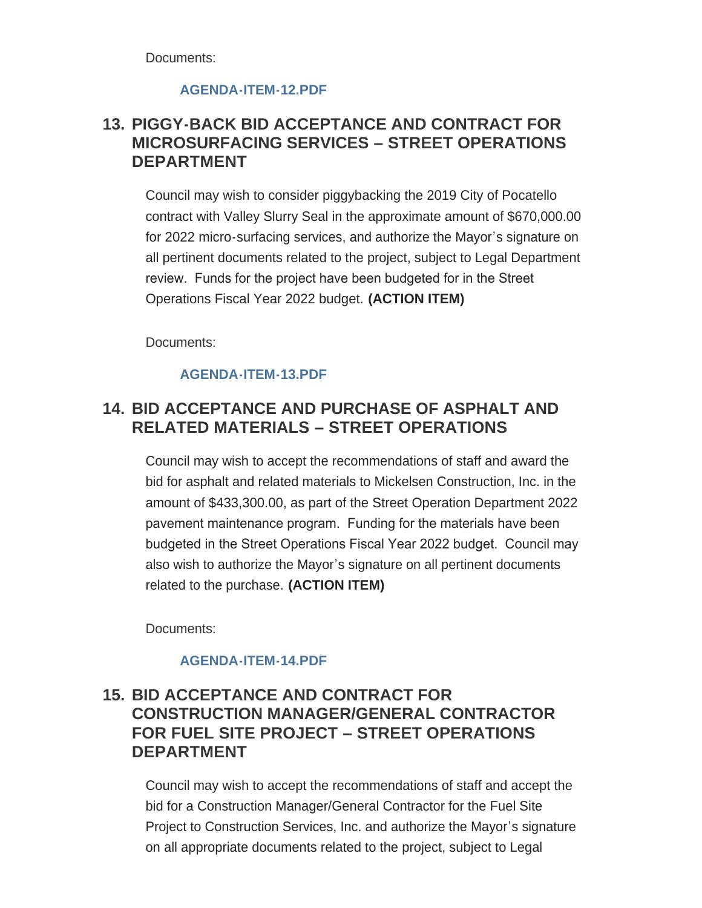Documents:

AGENDA-ITEM-12.PDF

## 13. PIGGY-BACK BID ACCEPTANCE AND CONTRACT FOR MICROSURFACING SERVICES – STREET OPERATIONS DEPARTMENT

Council may wish to consider piggybacking the 2019 City of Pocatello contract with Valley Slurry Seal in the approximate amount of $670,000.00 for 2022 micro-surfacing services, and authorize the Mayor's signature on all pertinent documents related to the project, subject to Legal Department review. Funds for the project have been budgeted for in the Street Operations Fiscal Year 2022 budget. **(ACTION ITEM)**

Documents:

AGENDA-ITEM-13.PDF

## 14. BID ACCEPTANCE AND PURCHASE OF ASPHALT AND RELATED MATERIALS – STREET OPERATIONS

Council may wish to accept the recommendations of staff and award the bid for asphalt and related materials to Mickelsen Construction, Inc. in the amount of $433,300.00, as part of the Street Operation Department 2022 pavement maintenance program. Funding for the materials have been budgeted in the Street Operations Fiscal Year 2022 budget. Council may also wish to authorize the Mayor's signature on all pertinent documents related to the purchase. **(ACTION ITEM)**

Documents:

AGENDA-ITEM-14.PDF

## 15. BID ACCEPTANCE AND CONTRACT FOR CONSTRUCTION MANAGER/GENERAL CONTRACTOR FOR FUEL SITE PROJECT – STREET OPERATIONS DEPARTMENT

Council may wish to accept the recommendations of staff and accept the bid for a Construction Manager/General Contractor for the Fuel Site Project to Construction Services, Inc. and authorize the Mayor's signature on all appropriate documents related to the project, subject to Legal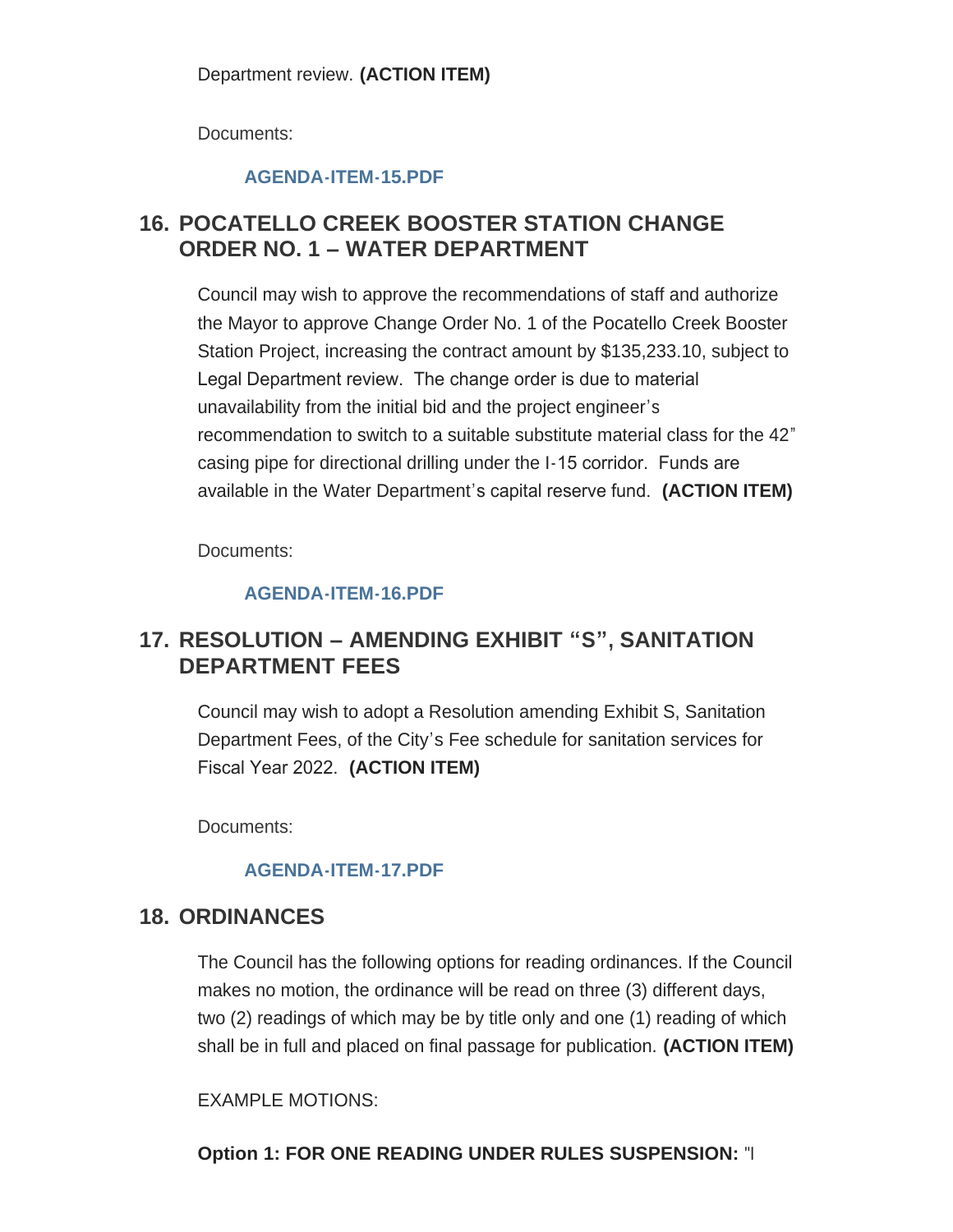Department review. **(ACTION ITEM)**

Documents:

AGENDA-ITEM-15.PDF

## 16. POCATELLO CREEK BOOSTER STATION CHANGE ORDER NO. 1 – WATER DEPARTMENT

Council may wish to approve the recommendations of staff and authorize the Mayor to approve Change Order No. 1 of the Pocatello Creek Booster Station Project, increasing the contract amount by $135,233.10, subject to Legal Department review. The change order is due to material unavailability from the initial bid and the project engineer's recommendation to switch to a suitable substitute material class for the 42" casing pipe for directional drilling under the I-15 corridor. Funds are available in the Water Department's capital reserve fund. **(ACTION ITEM)**

Documents:

AGENDA-ITEM-16.PDF

## 17. RESOLUTION – AMENDING EXHIBIT "S", SANITATION DEPARTMENT FEES

Council may wish to adopt a Resolution amending Exhibit S, Sanitation Department Fees, of the City's Fee schedule for sanitation services for Fiscal Year 2022. **(ACTION ITEM)**

Documents:

AGENDA-ITEM-17.PDF

## 18. ORDINANCES

The Council has the following options for reading ordinances. If the Council makes no motion, the ordinance will be read on three (3) different days, two (2) readings of which may be by title only and one (1) reading of which shall be in full and placed on final passage for publication. **(ACTION ITEM)**

EXAMPLE MOTIONS:

**Option 1: FOR ONE READING UNDER RULES SUSPENSION:** "I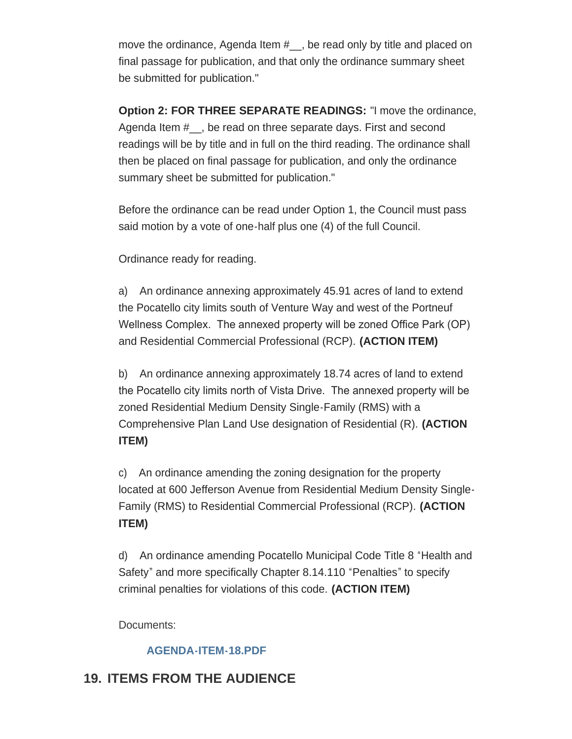move the ordinance, Agenda Item #__, be read only by title and placed on final passage for publication, and that only the ordinance summary sheet be submitted for publication."

**Option 2: FOR THREE SEPARATE READINGS:** "I move the ordinance, Agenda Item #__, be read on three separate days. First and second readings will be by title and in full on the third reading. The ordinance shall then be placed on final passage for publication, and only the ordinance summary sheet be submitted for publication."

Before the ordinance can be read under Option 1, the Council must pass said motion by a vote of one-half plus one (4) of the full Council.

Ordinance ready for reading.

a) An ordinance annexing approximately 45.91 acres of land to extend the Pocatello city limits south of Venture Way and west of the Portneuf Wellness Complex. The annexed property will be zoned Office Park (OP) and Residential Commercial Professional (RCP). **(ACTION ITEM)**

b) An ordinance annexing approximately 18.74 acres of land to extend the Pocatello city limits north of Vista Drive. The annexed property will be zoned Residential Medium Density Single-Family (RMS) with a Comprehensive Plan Land Use designation of Residential (R). **(ACTION ITEM)**

c) An ordinance amending the zoning designation for the property located at 600 Jefferson Avenue from Residential Medium Density Single-Family (RMS) to Residential Commercial Professional (RCP). **(ACTION ITEM)**

d) An ordinance amending Pocatello Municipal Code Title 8 "Health and Safety" and more specifically Chapter 8.14.110 "Penalties" to specify criminal penalties for violations of this code. **(ACTION ITEM)**

Documents:

**AGENDA-ITEM-18.PDF**

## 19. ITEMS FROM THE AUDIENCE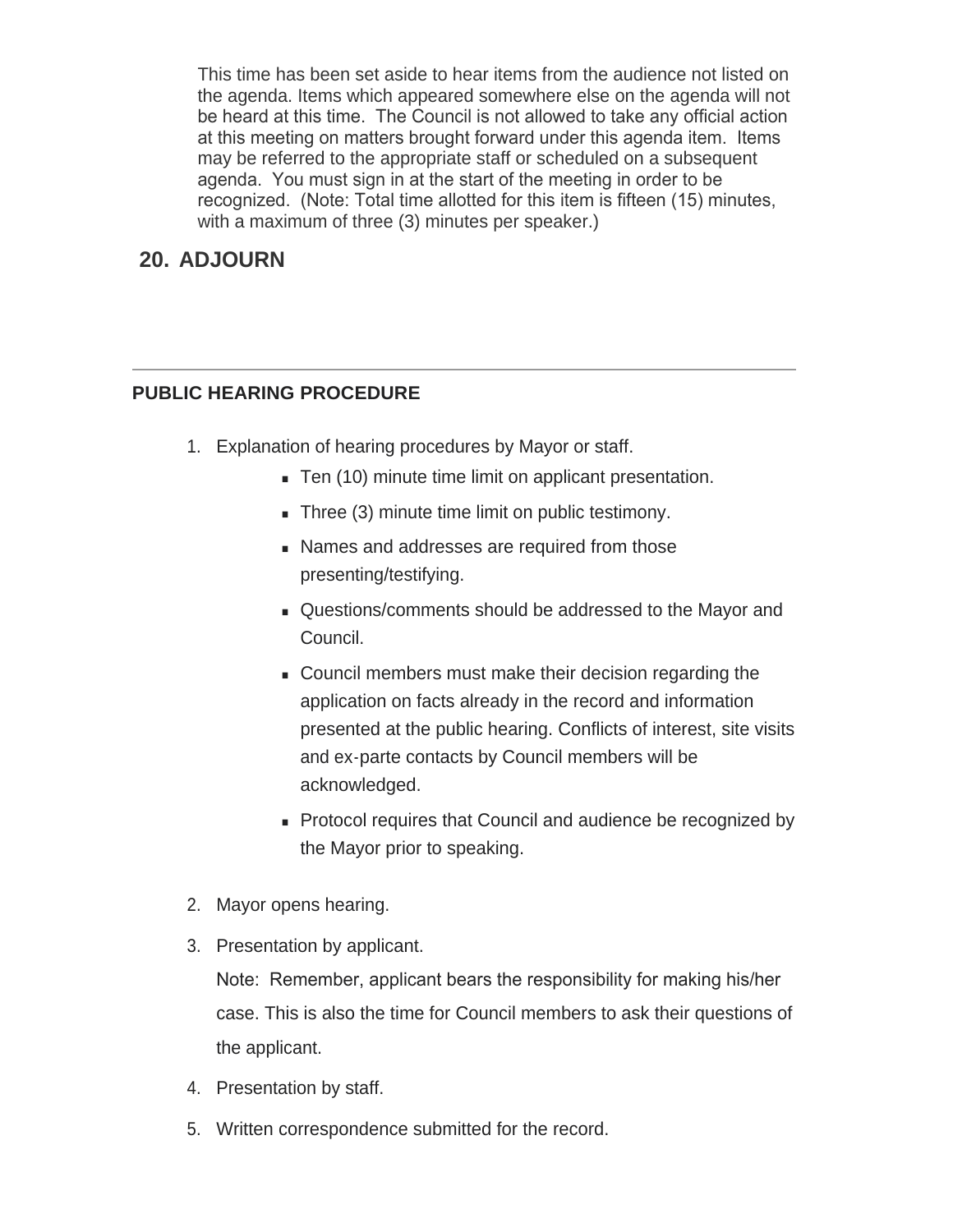This time has been set aside to hear items from the audience not listed on the agenda. Items which appeared somewhere else on the agenda will not be heard at this time. The Council is not allowed to take any official action at this meeting on matters brought forward under this agenda item. Items may be referred to the appropriate staff or scheduled on a subsequent agenda. You must sign in at the start of the meeting in order to be recognized. (Note: Total time allotted for this item is fifteen (15) minutes, with a maximum of three (3) minutes per speaker.)

## 20. ADJOURN

---

**PUBLIC HEARING PROCEDURE**

1. Explanation of hearing procedures by Mayor or staff.
    - Ten (10) minute time limit on applicant presentation.
    - Three (3) minute time limit on public testimony.
    - Names and addresses are required from those presenting/testifying.
    - Questions/comments should be addressed to the Mayor and Council.
    - Council members must make their decision regarding the application on facts already in the record and information presented at the public hearing. Conflicts of interest, site visits and ex-parte contacts by Council members will be acknowledged.
    - Protocol requires that Council and audience be recognized by the Mayor prior to speaking.
2. Mayor opens hearing.
3. Presentation by applicant.

   Note: Remember, applicant bears the responsibility for making his/her case. This is also the time for Council members to ask their questions of the applicant.
4. Presentation by staff.
5. Written correspondence submitted for the record.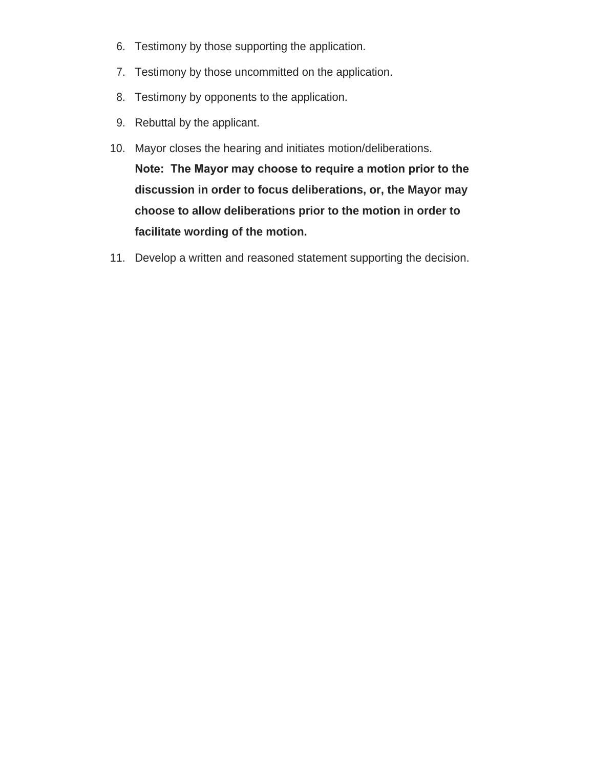6. Testimony by those supporting the application.
7. Testimony by those uncommitted on the application.
8. Testimony by opponents to the application.
9. Rebuttal by the applicant.
10. Mayor closes the hearing and initiates motion/deliberations.
    **Note: The Mayor may choose to require a motion prior to the discussion in order to focus deliberations, or, the Mayor may choose to allow deliberations prior to the motion in order to facilitate wording of the motion.**
11. Develop a written and reasoned statement supporting the decision.